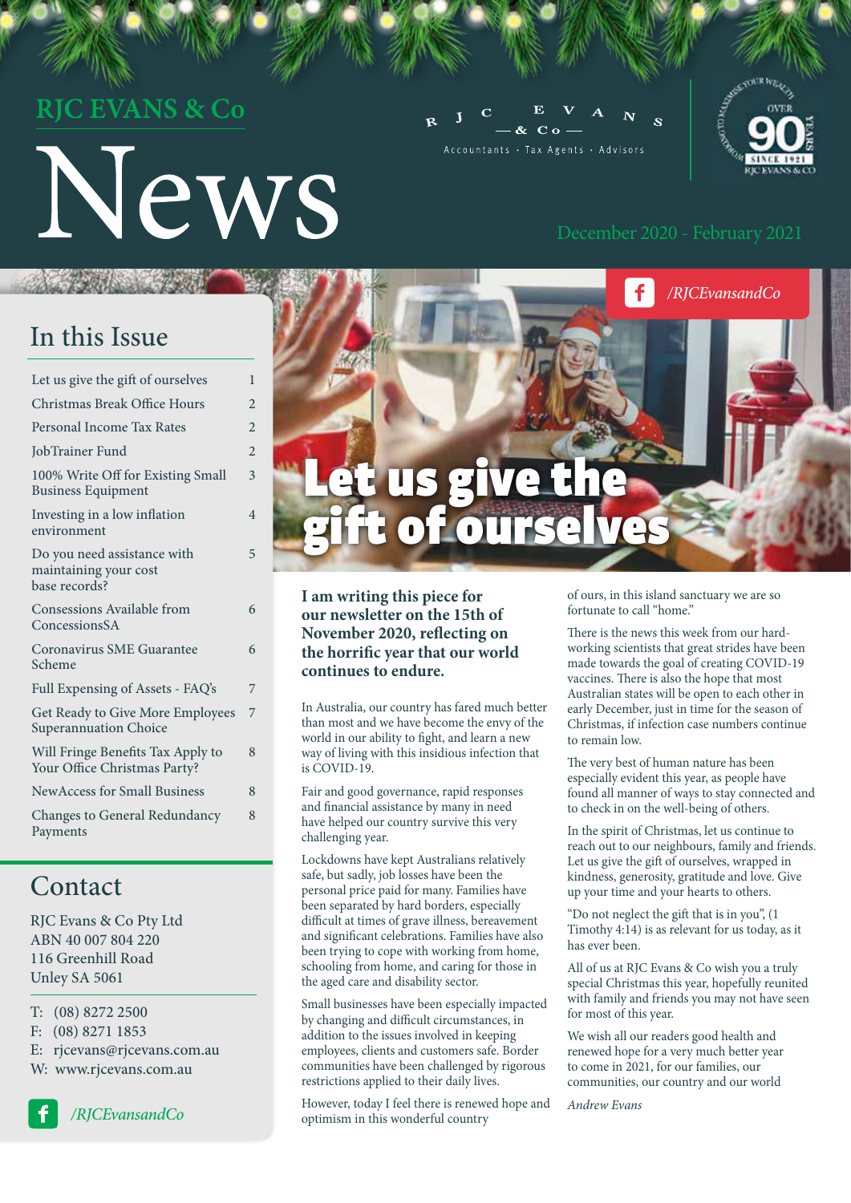# RJC EVANS & Co News

RJC EVANS & Co — Accountants · Tax Agents · Advisors

OVER 90 YEARS SINCE 1921 — RJC EVANS & CO

December 2020 - February 2021

/RJCEvansandCo

## In this Issue

| | |
|---|---|
| Let us give the gift of ourselves | 1 |
| Christmas Break Office Hours | 2 |
| Personal Income Tax Rates | 2 |
| JobTrainer Fund | 2 |
| 100% Write Off for Existing Small Business Equipment | 3 |
| Investing in a low inflation environment | 4 |
| Do you need assistance with maintaining your cost base records? | 5 |
| Consessions Available from ConcessionsSA | 6 |
| Coronavirus SME Guarantee Scheme | 6 |
| Full Expensing of Assets - FAQ's | 7 |
| Get Ready to Give More Employees Superannuation Choice | 7 |
| Will Fringe Benefits Tax Apply to Your Office Christmas Party? | 8 |
| NewAccess for Small Business | 8 |
| Changes to General Redundancy Payments | 8 |

## Contact

RJC Evans & Co Pty Ltd
ABN 40 007 804 220
116 Greenhill Road
Unley SA 5061

T: (08) 8272 2500
F: (08) 8271 1853
E: rjcevans@rjcevans.com.au
W: www.rjcevans.com.au

/RJCEvansandCo

# Let us give the gift of ourselves

**I am writing this piece for our newsletter on the 15th of November 2020, reflecting on the horrific year that our world continues to endure.**

In Australia, our country has fared much better than most and we have become the envy of the world in our ability to fight, and learn a new way of living with this insidious infection that is COVID-19.

Fair and good governance, rapid responses and financial assistance by many in need have helped our country survive this very challenging year.

Lockdowns have kept Australians relatively safe, but sadly, job losses have been the personal price paid for many. Families have been separated by hard borders, especially difficult at times of grave illness, bereavement and significant celebrations. Families have also been trying to cope with working from home, schooling from home, and caring for those in the aged care and disability sector.

Small businesses have been especially impacted by changing and difficult circumstances, in addition to the issues involved in keeping employees, clients and customers safe. Border communities have been challenged by rigorous restrictions applied to their daily lives.

However, today I feel there is renewed hope and optimism in this wonderful country of ours, in this island sanctuary we are so fortunate to call "home."

There is the news this week from our hard-working scientists that great strides have been made towards the goal of creating COVID-19 vaccines. There is also the hope that most Australian states will be open to each other in early December, just in time for the season of Christmas, if infection case numbers continue to remain low.

The very best of human nature has been especially evident this year, as people have found all manner of ways to stay connected and to check in on the well-being of others.

In the spirit of Christmas, let us continue to reach out to our neighbours, family and friends. Let us give the gift of ourselves, wrapped in kindness, generosity, gratitude and love. Give up your time and your hearts to others.

"Do not neglect the gift that is in you", (1 Timothy 4:14) is as relevant for us today, as it has ever been.

All of us at RJC Evans & Co wish you a truly special Christmas this year, hopefully reunited with family and friends you may not have seen for most of this year.

We wish all our readers good health and renewed hope for a very much better year to come in 2021, for our families, our communities, our country and our world

*Andrew Evans*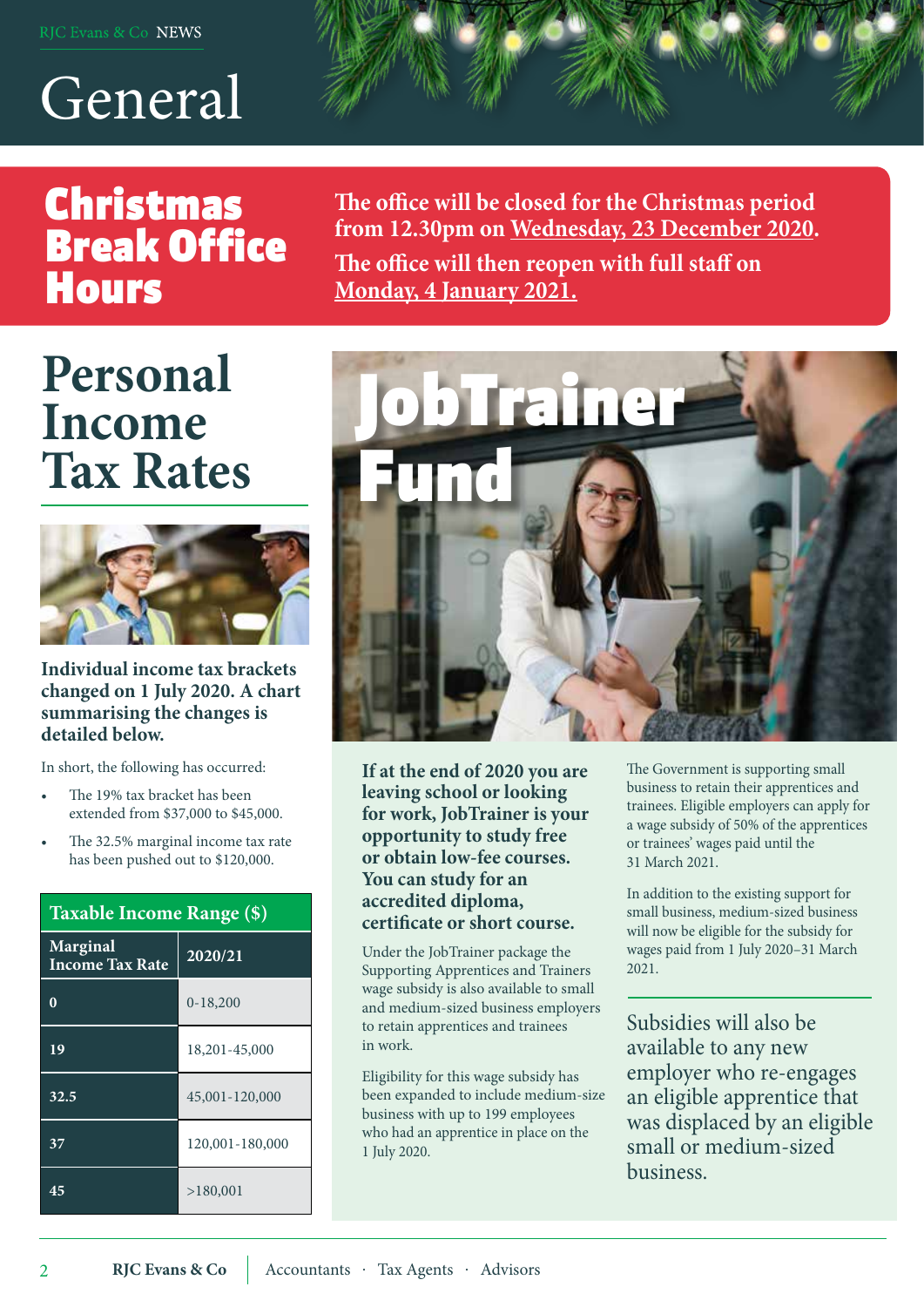# General

## Christmas Break Office Hours

**The office will be closed for the Christmas period from 12.30pm on Wednesday, 23 December 2020.**

**The office will then reopen with full staff on Monday, 4 January 2021.**

## Personal Income Tax Rates

**Individual income tax brackets changed on 1 July 2020. A chart summarising the changes is detailed below.**

In short, the following has occurred:

- The 19% tax bracket has been extended from $37,000 to $45,000.
- The 32.5% marginal income tax rate has been pushed out to $120,000.

| Taxable Income Range ($) | |
|---|---|
| Marginal Income Tax Rate | 2020/21 |
| 0 | 0-18,200 |
| 19 | 18,201-45,000 |
| 32.5 | 45,001-120,000 |
| 37 | 120,001-180,000 |
| 45 | >180,001 |

## JobTrainer Fund

**If at the end of 2020 you are leaving school or looking for work, JobTrainer is your opportunity to study free or obtain low-fee courses. You can study for an accredited diploma, certificate or short course.**

Under the JobTrainer package the Supporting Apprentices and Trainers wage subsidy is also available to small and medium-sized business employers to retain apprentices and trainees in work.

Eligibility for this wage subsidy has been expanded to include medium-size business with up to 199 employees who had an apprentice in place on the 1 July 2020.

The Government is supporting small business to retain their apprentices and trainees. Eligible employers can apply for a wage subsidy of 50% of the apprentices or trainees' wages paid until the 31 March 2021.

In addition to the existing support for small business, medium-sized business will now be eligible for the subsidy for wages paid from 1 July 2020–31 March 2021.

Subsidies will also be available to any new employer who re-engages an eligible apprentice that was displaced by an eligible small or medium-sized business.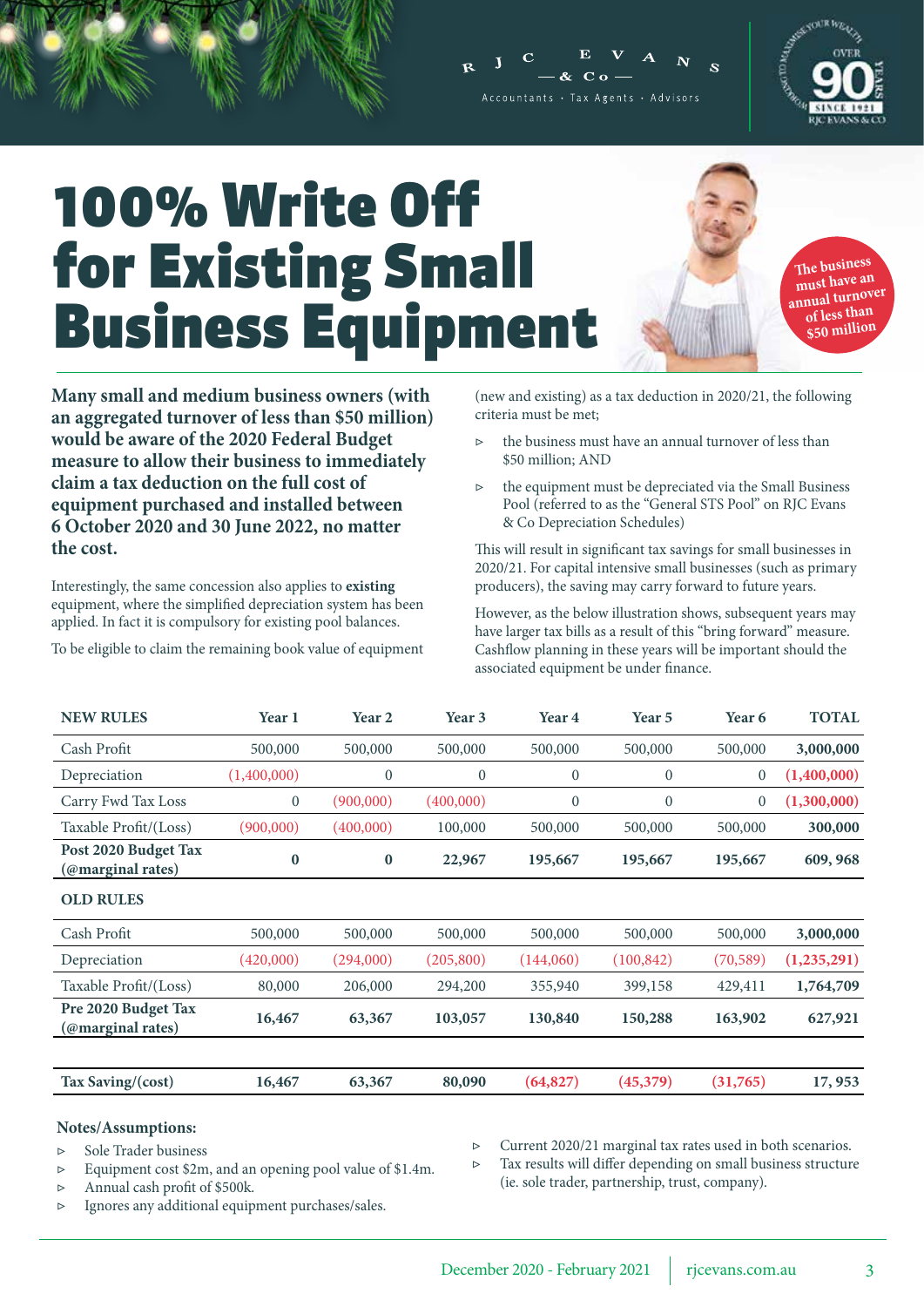# 100% Write Off for Existing Small Business Equipment

The business must have an annual turnover of less than $50 million

**Many small and medium business owners (with an aggregated turnover of less than $50 million) would be aware of the 2020 Federal Budget measure to allow their business to immediately claim a tax deduction on the full cost of equipment purchased and installed between 6 October 2020 and 30 June 2022, no matter the cost.**

Interestingly, the same concession also applies to **existing** equipment, where the simplified depreciation system has been applied. In fact it is compulsory for existing pool balances.

To be eligible to claim the remaining book value of equipment (new and existing) as a tax deduction in 2020/21, the following criteria must be met;

- the business must have an annual turnover of less than $50 million; AND
- the equipment must be depreciated via the Small Business Pool (referred to as the "General STS Pool" on RJC Evans & Co Depreciation Schedules)

This will result in significant tax savings for small businesses in 2020/21. For capital intensive small businesses (such as primary producers), the saving may carry forward to future years.

However, as the below illustration shows, subsequent years may have larger tax bills as a result of this "bring forward" measure. Cashflow planning in these years will be important should the associated equipment be under finance.

| NEW RULES | Year 1 | Year 2 | Year 3 | Year 4 | Year 5 | Year 6 | TOTAL |
|---|---|---|---|---|---|---|---|
| Cash Profit | 500,000 | 500,000 | 500,000 | 500,000 | 500,000 | 500,000 | **3,000,000** |
| Depreciation | (1,400,000) | 0 | 0 | 0 | 0 | 0 | **(1,400,000)** |
| Carry Fwd Tax Loss | 0 | (900,000) | (400,000) | 0 | 0 | 0 | **(1,300,000)** |
| Taxable Profit/(Loss) | (900,000) | (400,000) | 100,000 | 500,000 | 500,000 | 500,000 | **300,000** |
| **Post 2020 Budget Tax (@marginal rates)** | **0** | **0** | **22,967** | **195,667** | **195,667** | **195,667** | **609, 968** |
| **OLD RULES** | | | | | | | |
| Cash Profit | 500,000 | 500,000 | 500,000 | 500,000 | 500,000 | 500,000 | **3,000,000** |
| Depreciation | (420,000) | (294,000) | (205,800) | (144,060) | (100,842) | (70,589) | **(1,235,291)** |
| Taxable Profit/(Loss) | 80,000 | 206,000 | 294,200 | 355,940 | 399,158 | 429,411 | **1,764,709** |
| **Pre 2020 Budget Tax (@marginal rates)** | **16,467** | **63,367** | **103,057** | **130,840** | **150,288** | **163,902** | **627,921** |
| | | | | | | | |
| **Tax Saving/(cost)** | **16,467** | **63,367** | **80,090** | **(64,827)** | **(45,379)** | **(31,765)** | **17, 953** |

**Notes/Assumptions:**

- Sole Trader business
- Equipment cost $2m, and an opening pool value of $1.4m.
- Annual cash profit of $500k.
- Ignores any additional equipment purchases/sales.
- Current 2020/21 marginal tax rates used in both scenarios.
- Tax results will differ depending on small business structure (ie. sole trader, partnership, trust, company).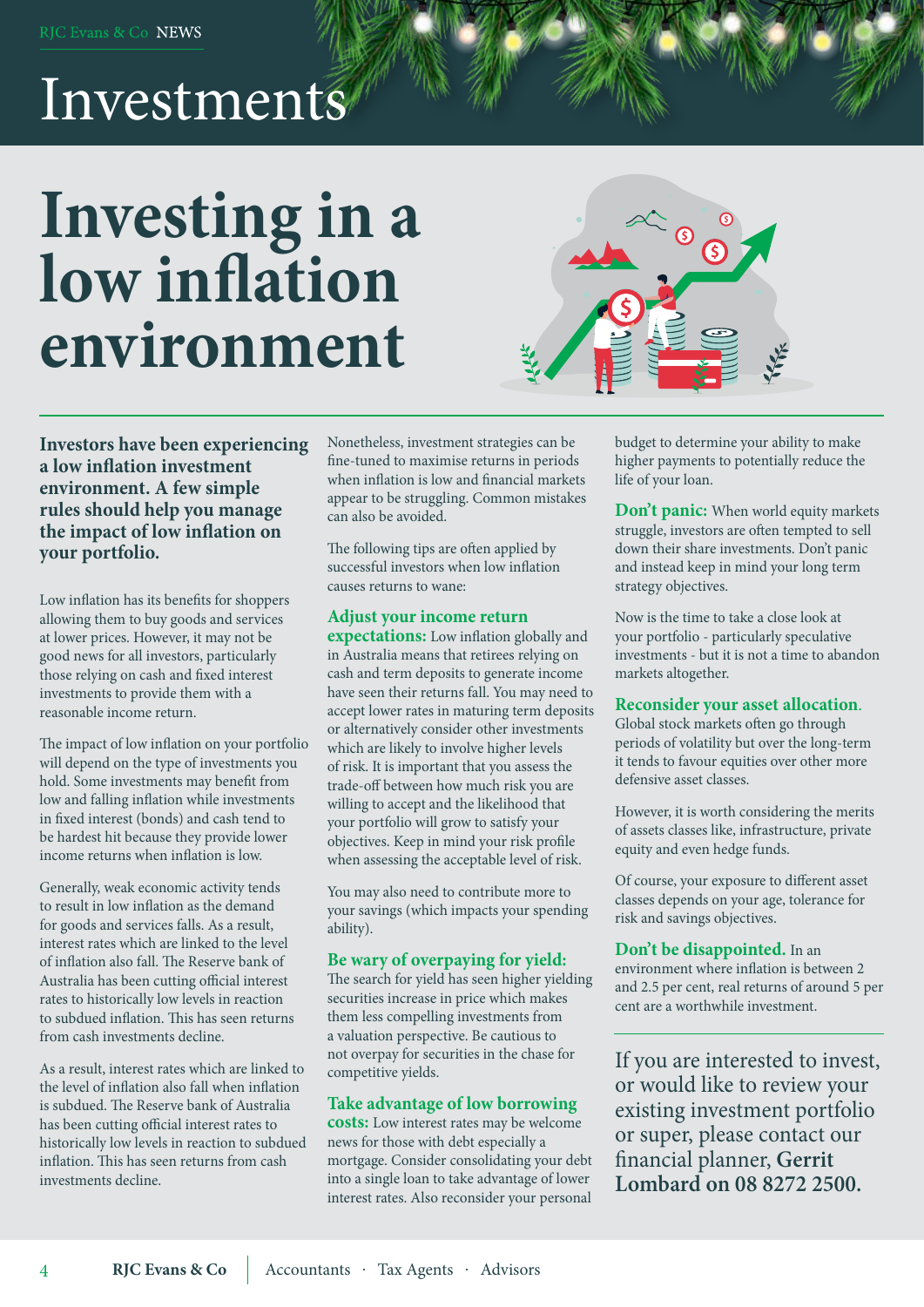# Investments

## Investing in a low inflation environment

**Investors have been experiencing a low inflation investment environment. A few simple rules should help you manage the impact of low inflation on your portfolio.**

Low inflation has its benefits for shoppers allowing them to buy goods and services at lower prices. However, it may not be good news for all investors, particularly those relying on cash and fixed interest investments to provide them with a reasonable income return.

The impact of low inflation on your portfolio will depend on the type of investments you hold. Some investments may benefit from low and falling inflation while investments in fixed interest (bonds) and cash tend to be hardest hit because they provide lower income returns when inflation is low.

Generally, weak economic activity tends to result in low inflation as the demand for goods and services falls. As a result, interest rates which are linked to the level of inflation also fall. The Reserve bank of Australia has been cutting official interest rates to historically low levels in reaction to subdued inflation. This has seen returns from cash investments decline.

As a result, interest rates which are linked to the level of inflation also fall when inflation is subdued. The Reserve bank of Australia has been cutting official interest rates to historically low levels in reaction to subdued inflation. This has seen returns from cash investments decline.

Nonetheless, investment strategies can be fine-tuned to maximise returns in periods when inflation is low and financial markets appear to be struggling. Common mistakes can also be avoided.

The following tips are often applied by successful investors when low inflation causes returns to wane:

**Adjust your income return expectations:** Low inflation globally and in Australia means that retirees relying on cash and term deposits to generate income have seen their returns fall. You may need to accept lower rates in maturing term deposits or alternatively consider other investments which are likely to involve higher levels of risk. It is important that you assess the trade-off between how much risk you are willing to accept and the likelihood that your portfolio will grow to satisfy your objectives. Keep in mind your risk profile when assessing the acceptable level of risk.

You may also need to contribute more to your savings (which impacts your spending ability).

**Be wary of overpaying for yield:** The search for yield has seen higher yielding securities increase in price which makes them less compelling investments from a valuation perspective. Be cautious to not overpay for securities in the chase for competitive yields.

**Take advantage of low borrowing costs:** Low interest rates may be welcome news for those with debt especially a mortgage. Consider consolidating your debt into a single loan to take advantage of lower interest rates. Also reconsider your personal budget to determine your ability to make higher payments to potentially reduce the life of your loan.

**Don't panic:** When world equity markets struggle, investors are often tempted to sell down their share investments. Don't panic and instead keep in mind your long term strategy objectives.

Now is the time to take a close look at your portfolio - particularly speculative investments - but it is not a time to abandon markets altogether.

**Reconsider your asset allocation.** Global stock markets often go through periods of volatility but over the long-term it tends to favour equities over other more defensive asset classes.

However, it is worth considering the merits of assets classes like, infrastructure, private equity and even hedge funds.

Of course, your exposure to different asset classes depends on your age, tolerance for risk and savings objectives.

**Don't be disappointed.** In an environment where inflation is between 2 and 2.5 per cent, real returns of around 5 per cent are a worthwhile investment.

If you are interested to invest, or would like to review your existing investment portfolio or super, please contact our financial planner, **Gerrit Lombard on 08 8272 2500.**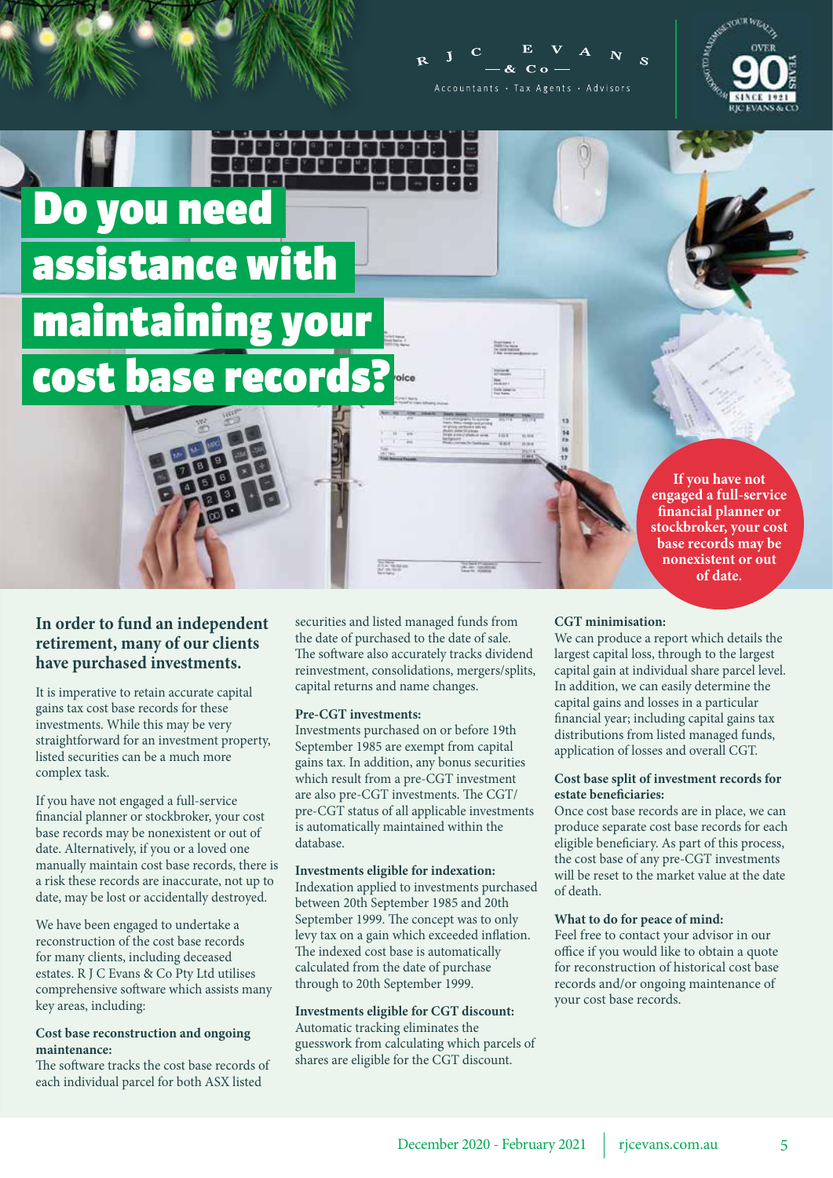# Do you need assistance with maintaining your cost base records?

**If you have not engaged a full-service financial planner or stockbroker, your cost base records may be nonexistent or out of date.**

## In order to fund an independent retirement, many of our clients have purchased investments.

It is imperative to retain accurate capital gains tax cost base records for these investments. While this may be very straightforward for an investment property, listed securities can be a much more complex task.

If you have not engaged a full-service financial planner or stockbroker, your cost base records may be nonexistent or out of date. Alternatively, if you or a loved one manually maintain cost base records, there is a risk these records are inaccurate, not up to date, may be lost or accidentally destroyed.

We have been engaged to undertake a reconstruction of the cost base records for many clients, including deceased estates. R J C Evans & Co Pty Ltd utilises comprehensive software which assists many key areas, including:

**Cost base reconstruction and ongoing maintenance:**
The software tracks the cost base records of each individual parcel for both ASX listed securities and listed managed funds from the date of purchased to the date of sale. The software also accurately tracks dividend reinvestment, consolidations, mergers/splits, capital returns and name changes.

**Pre-CGT investments:**
Investments purchased on or before 19th September 1985 are exempt from capital gains tax. In addition, any bonus securities which result from a pre-CGT investment are also pre-CGT investments. The CGT/pre-CGT status of all applicable investments is automatically maintained within the database.

**Investments eligible for indexation:**
Indexation applied to investments purchased between 20th September 1985 and 20th September 1999. The concept was to only levy tax on a gain which exceeded inflation. The indexed cost base is automatically calculated from the date of purchase through to 20th September 1999.

**Investments eligible for CGT discount:**
Automatic tracking eliminates the guesswork from calculating which parcels of shares are eligible for the CGT discount.

**CGT minimisation:**
We can produce a report which details the largest capital loss, through to the largest capital gain at individual share parcel level. In addition, we can easily determine the capital gains and losses in a particular financial year; including capital gains tax distributions from listed managed funds, application of losses and overall CGT.

**Cost base split of investment records for estate beneficiaries:**
Once cost base records are in place, we can produce separate cost base records for each eligible beneficiary. As part of this process, the cost base of any pre-CGT investments will be reset to the market value at the date of death.

**What to do for peace of mind:**
Feel free to contact your advisor in our office if you would like to obtain a quote for reconstruction of historical cost base records and/or ongoing maintenance of your cost base records.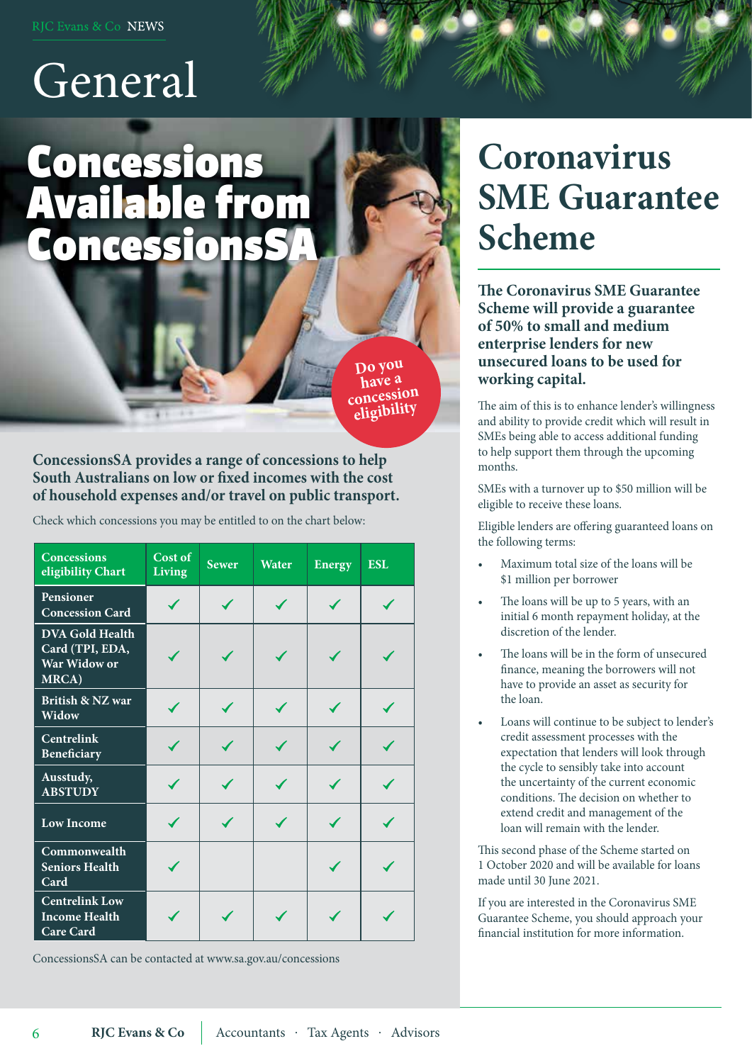// General

# Concessions Available from ConcessionsSA

Do you have a concession eligibility

**ConcessionsSA provides a range of concessions to help South Australians on low or fixed incomes with the cost of household expenses and/or travel on public transport.**

Check which concessions you may be entitled to on the chart below:

| Concessions eligibility Chart | Cost of Living | Sewer | Water | Energy | ESL |
|---|---|---|---|---|---|
| Pensioner Concession Card | ✓ | ✓ | ✓ | ✓ | ✓ |
| DVA Gold Health Card (TPI, EDA, War Widow or MRCA) | ✓ | ✓ | ✓ | ✓ | ✓ |
| British & NZ war Widow | ✓ | ✓ | ✓ | ✓ | ✓ |
| Centrelink Beneficiary | ✓ | ✓ | ✓ | ✓ | ✓ |
| Ausstudy, ABSTUDY | ✓ | ✓ | ✓ | ✓ | ✓ |
| Low Income | ✓ | ✓ | ✓ | ✓ | ✓ |
| Commonwealth Seniors Health Card | ✓ | | | ✓ | ✓ |
| Centrelink Low Income Health Care Card | ✓ | ✓ | ✓ | ✓ | ✓ |

ConcessionsSA can be contacted at www.sa.gov.au/concessions

# Coronavirus SME Guarantee Scheme

**The Coronavirus SME Guarantee Scheme will provide a guarantee of 50% to small and medium enterprise lenders for new unsecured loans to be used for working capital.**

The aim of this is to enhance lender's willingness and ability to provide credit which will result in SMEs being able to access additional funding to help support them through the upcoming months.

SMEs with a turnover up to $50 million will be eligible to receive these loans.

Eligible lenders are offering guaranteed loans on the following terms:

- Maximum total size of the loans will be $1 million per borrower
- The loans will be up to 5 years, with an initial 6 month repayment holiday, at the discretion of the lender.
- The loans will be in the form of unsecured finance, meaning the borrowers will not have to provide an asset as security for the loan.
- Loans will continue to be subject to lender's credit assessment processes with the expectation that lenders will look through the cycle to sensibly take into account the uncertainty of the current economic conditions. The decision on whether to extend credit and management of the loan will remain with the lender.

This second phase of the Scheme started on 1 October 2020 and will be available for loans made until 30 June 2021.

If you are interested in the Coronavirus SME Guarantee Scheme, you should approach your financial institution for more information.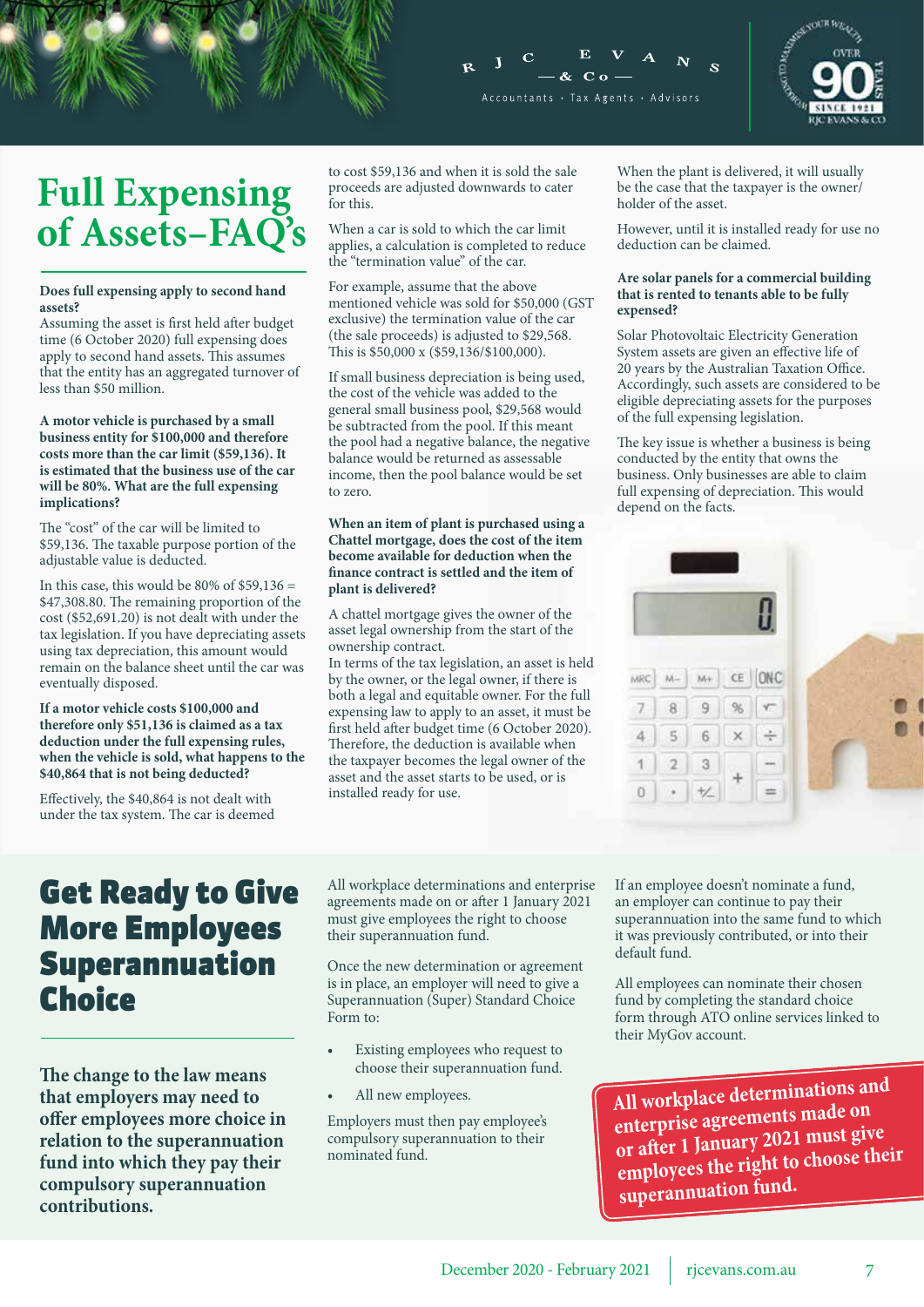# Full Expensing of Assets–FAQ's

**Does full expensing apply to second hand assets?**
Assuming the asset is first held after budget time (6 October 2020) full expensing does apply to second hand assets. This assumes that the entity has an aggregated turnover of less than $50 million.

**A motor vehicle is purchased by a small business entity for $100,000 and therefore costs more than the car limit ($59,136). It is estimated that the business use of the car will be 80%. What are the full expensing implications?**

The "cost" of the car will be limited to $59,136. The taxable purpose portion of the adjustable value is deducted.

In this case, this would be 80% of $59,136 = $47,308.80. The remaining proportion of the cost ($52,691.20) is not dealt with under the tax legislation. If you have depreciating assets using tax depreciation, this amount would remain on the balance sheet until the car was eventually disposed.

**If a motor vehicle costs $100,000 and therefore only $51,136 is claimed as a tax deduction under the full expensing rules, when the vehicle is sold, what happens to the $40,864 that is not being deducted?**

Effectively, the $40,864 is not dealt with under the tax system. The car is deemed to cost $59,136 and when it is sold the sale proceeds are adjusted downwards to cater for this.

When a car is sold to which the car limit applies, a calculation is completed to reduce the "termination value" of the car.

For example, assume that the above mentioned vehicle was sold for $50,000 (GST exclusive) the termination value of the car (the sale proceeds) is adjusted to $29,568. This is $50,000 x ($59,136/$100,000).

If small business depreciation is being used, the cost of the vehicle was added to the general small business pool, $29,568 would be subtracted from the pool. If this meant the pool had a negative balance, the negative balance would be returned as assessable income, then the pool balance would be set to zero.

**When an item of plant is purchased using a Chattel mortgage, does the cost of the item become available for deduction when the finance contract is settled and the item of plant is delivered?**

A chattel mortgage gives the owner of the asset legal ownership from the start of the ownership contract.
In terms of the tax legislation, an asset is held by the owner, or the legal owner, if there is both a legal and equitable owner. For the full expensing law to apply to an asset, it must be first held after budget time (6 October 2020). Therefore, the deduction is available when the taxpayer becomes the legal owner of the asset and the asset starts to be used, or is installed ready for use.

When the plant is delivered, it will usually be the case that the taxpayer is the owner/ holder of the asset.

However, until it is installed ready for use no deduction can be claimed.

**Are solar panels for a commercial building that is rented to tenants able to be fully expensed?**

Solar Photovoltaic Electricity Generation System assets are given an effective life of 20 years by the Australian Taxation Office. Accordingly, such assets are considered to be eligible depreciating assets for the purposes of the full expensing legislation.

The key issue is whether a business is being conducted by the entity that owns the business. Only businesses are able to claim full expensing of depreciation. This would depend on the facts.

# Get Ready to Give More Employees Superannuation Choice

**The change to the law means that employers may need to offer employees more choice in relation to the superannuation fund into which they pay their compulsory superannuation contributions.**

All workplace determinations and enterprise agreements made on or after 1 January 2021 must give employees the right to choose their superannuation fund.

Once the new determination or agreement is in place, an employer will need to give a Superannuation (Super) Standard Choice Form to:

- Existing employees who request to choose their superannuation fund.
- All new employees.

Employers must then pay employee's compulsory superannuation to their nominated fund.

If an employee doesn't nominate a fund, an employer can continue to pay their superannuation into the same fund to which it was previously contributed, or into their default fund.

All employees can nominate their chosen fund by completing the standard choice form through ATO online services linked to their MyGov account.

**All workplace determinations and enterprise agreements made on or after 1 January 2021 must give employees the right to choose their superannuation fund.**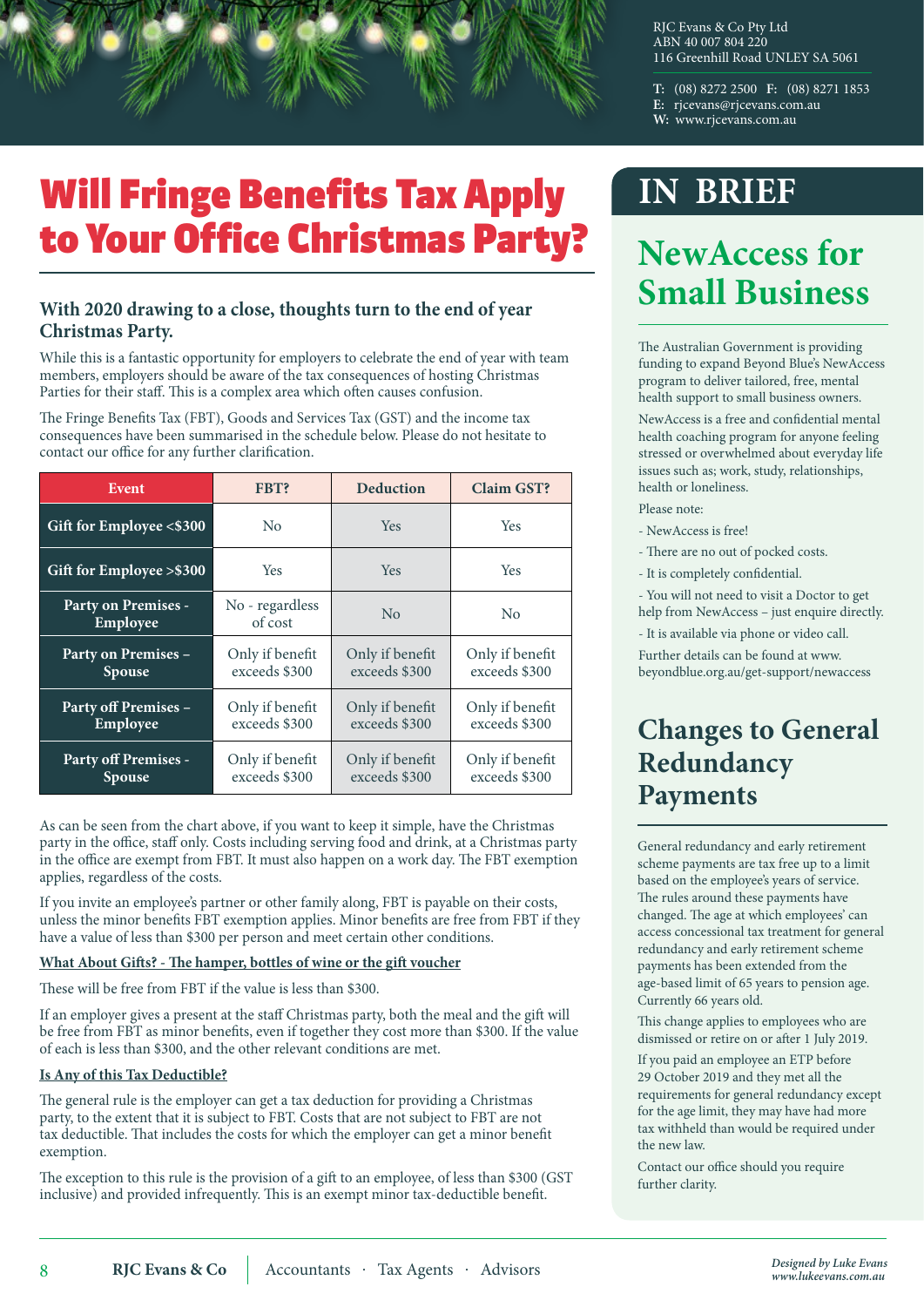RJC Evans & Co Pty Ltd
ABN 40 007 804 220
116 Greenhill Road UNLEY SA 5061

**T:** (08) 8272 2500 **F:** (08) 8271 1853
**E:** rjcevans@rjcevans.com.au
**W:** www.rjcevans.com.au

# Will Fringe Benefits Tax Apply to Your Office Christmas Party?

### With 2020 drawing to a close, thoughts turn to the end of year Christmas Party.

While this is a fantastic opportunity for employers to celebrate the end of year with team members, employers should be aware of the tax consequences of hosting Christmas Parties for their staff. This is a complex area which often causes confusion.

The Fringe Benefits Tax (FBT), Goods and Services Tax (GST) and the income tax consequences have been summarised in the schedule below. Please do not hesitate to contact our office for any further clarification.

| Event | FBT? | Deduction | Claim GST? |
|---|---|---|---|
| Gift for Employee <$300 | No | Yes | Yes |
| Gift for Employee >$300 | Yes | Yes | Yes |
| Party on Premises - Employee | No - regardless of cost | No | No |
| Party on Premises – Spouse | Only if benefit exceeds $300 | Only if benefit exceeds $300 | Only if benefit exceeds $300 |
| Party off Premises – Employee | Only if benefit exceeds $300 | Only if benefit exceeds $300 | Only if benefit exceeds $300 |
| Party off Premises - Spouse | Only if benefit exceeds $300 | Only if benefit exceeds $300 | Only if benefit exceeds $300 |

As can be seen from the chart above, if you want to keep it simple, have the Christmas party in the office, staff only. Costs including serving food and drink, at a Christmas party in the office are exempt from FBT. It must also happen on a work day. The FBT exemption applies, regardless of the costs.

If you invite an employee's partner or other family along, FBT is payable on their costs, unless the minor benefits FBT exemption applies. Minor benefits are free from FBT if they have a value of less than $300 per person and meet certain other conditions.

**What About Gifts? - The hamper, bottles of wine or the gift voucher**

These will be free from FBT if the value is less than $300.

If an employer gives a present at the staff Christmas party, both the meal and the gift will be free from FBT as minor benefits, even if together they cost more than $300. If the value of each is less than $300, and the other relevant conditions are met.

**Is Any of this Tax Deductible?**

The general rule is the employer can get a tax deduction for providing a Christmas party, to the extent that it is subject to FBT. Costs that are not subject to FBT are not tax deductible. That includes the costs for which the employer can get a minor benefit exemption.

The exception to this rule is the provision of a gift to an employee, of less than $300 (GST inclusive) and provided infrequently. This is an exempt minor tax-deductible benefit.

# IN BRIEF

## NewAccess for Small Business

The Australian Government is providing funding to expand Beyond Blue's NewAccess program to deliver tailored, free, mental health support to small business owners.

NewAccess is a free and confidential mental health coaching program for anyone feeling stressed or overwhelmed about everyday life issues such as; work, study, relationships, health or loneliness.

Please note:

- NewAccess is free!
- There are no out of pocked costs.
- It is completely confidential.
- You will not need to visit a Doctor to get help from NewAccess – just enquire directly.
- It is available via phone or video call.

Further details can be found at www.beyondblue.org.au/get-support/newaccess

## Changes to General Redundancy Payments

General redundancy and early retirement scheme payments are tax free up to a limit based on the employee's years of service. The rules around these payments have changed. The age at which employees' can access concessional tax treatment for general redundancy and early retirement scheme payments has been extended from the age-based limit of 65 years to pension age. Currently 66 years old.

This change applies to employees who are dismissed or retire on or after 1 July 2019.

If you paid an employee an ETP before 29 October 2019 and they met all the requirements for general redundancy except for the age limit, they may have had more tax withheld than would be required under the new law.

Contact our office should you require further clarity.

*Designed by Luke Evans*
*www.lukeevans.com.au*